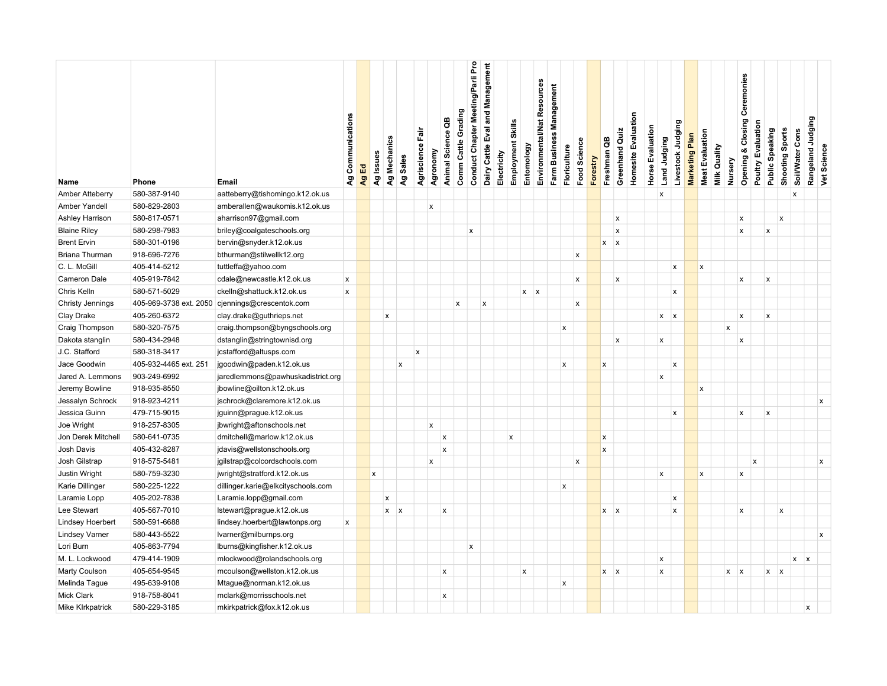| Name | Phone | Email | Ag Communications | Ag Ed | Ag Issues | Ag Mechanics | Ag Sales | Agriscience Fair | Agronomy | Animal Science QB | Comm Cattle Grading | Conduct Chapter Meeting/Parli Pro | Dairy Cattle Eval and Management | Electricity | Employment Skills | Entomology | Environmental/Nat Resources | Farm Business Management | Floriculture | Food Science | Forestry | Freshman QB | Greenhand Quiz | Homesite Evaluation | Horse Evaluation | Land Judging | Livestock Judging | Marketing Plan | Meat Evaluation | Milk Quality | Nursery | Opening & Closing Ceremonies | Poultry Evaluation | Public Speaking | Shooting Sports | Soil/Water Cons | Rangeland Judging | Vet Science |
|---|---|---|---|---|---|---|---|---|---|---|---|---|---|---|---|---|---|---|---|---|---|---|---|---|---|---|---|---|---|---|---|---|---|---|---|---|---|---|
| Amber Atteberry | 580-387-9140 | aatteberry@tishomingo.k12.ok.us | | | | | | | | | | | | | | | | | | | | | | | | x | | | | | | | | | | x | | |
| Amber Yandell | 580-829-2803 | amberallen@waukomis.k12.ok.us | | | | | | | x | | | | | | | | | | | | | | | | | | | | | | | | | | | | | |
| Ashley Harrison | 580-817-0571 | aharrison97@gmail.com | | | | | | | | | | | | | | | | | | | | | x | | | | | | | | | x | | | x | | | |
| Blaine Riley | 580-298-7983 | briley@coalgateschools.org | | | | | | | | | | x | | | | | | | | | | | x | | | | | | | | | x | | x | | | | |
| Brent Ervin | 580-301-0196 | bervin@snyder.k12.ok.us | | | | | | | | | | | | | | | | | | | | x | x | | | | | | | | | | | | | | | |
| Briana Thurman | 918-696-7276 | bthurman@stilwellk12.org | | | | | | | | | | | | | | | | | | x | | | | | | | | | | | | | | | | | | |
| C. L. McGill | 405-414-5212 | tuttleffa@yahoo.com | | | | | | | | | | | | | | | | | | | | | | | | | x | | x | | | | | | | | | |
| Cameron Dale | 405-919-7842 | cdale@newcastle.k12.ok.us | x | | | | | | | | | | | | | | | | | x | | | x | | | | | | | | | x | | x | | | | |
| Chris Kelln | 580-571-5029 | ckelln@shattuck.k12.ok.us | x | | | | | | | | | | | | | x | x | | | | | | | | | | x | | | | | | | | | | | |
| Christy Jennings | 405-969-3738 ext. 2050 | cjennings@crescentok.com | | | | | | | | | x | | x | | | | | | | x | | | | | | | | | | | | | | | | | | |
| Clay Drake | 405-260-6372 | clay.drake@guthrieps.net | | | | x | | | | | | | | | | | | | | | | | | | | x | x | | | | | x | | x | | | | |
| Craig Thompson | 580-320-7575 | craig.thompson@byngschools.org | | | | | | | | | | | | | | | | | x | | | | | | | | | | | | x | | | | | | | |
| Dakota stanglin | 580-434-2948 | dstanglin@stringtownisd.org | | | | | | | | | | | | | | | | | | | | | x | | | x | | | | | | x | | | | | | |
| J.C. Stafford | 580-318-3417 | jcstafford@altusps.com | | | | | | x | | | | | | | | | | | | | | | | | | | | | | | | | | | | | | |
| Jace Goodwin | 405-932-4465 ext. 251 | jgoodwin@paden.k12.ok.us | | | | | x | | | | | | | | | | | | x | | | x | | | | | x | | | | | | | | | | | |
| Jared A. Lemmons | 903-249-6992 | jaredlemmons@pawhuskadistrict.org | | | | | | | | | | | | | | | | | | | | | | | | x | | | | | | | | | | | | |
| Jeremy Bowline | 918-935-8550 | jbowline@oilton.k12.ok.us | | | | | | | | | | | | | | | | | | | | | | | | | | | x | | | | | | | | | |
| Jessalyn Schrock | 918-923-4211 | jschrock@claremore.k12.ok.us | | | | | | | | | | | | | | | | | | | | | | | | | | | | | | | | | | | | x |
| Jessica Guinn | 479-715-9015 | jguinn@prague.k12.ok.us | | | | | | | | | | | | | | | | | | | | | | | | | x | | | | | x | | x | | | | |
| Joe Wright | 918-257-8305 | jbwright@aftonschools.net | | | | | | | x | | | | | | | | | | | | | | | | | | | | | | | | | | | | | |
| Jon Derek Mitchell | 580-641-0735 | dmitchell@marlow.k12.ok.us | | | | | | | | x | | | | | x | | | | | | | x | | | | | | | | | | | | | | | | |
| Josh Davis | 405-432-8287 | jdavis@wellstonschools.org | | | | | | | | x | | | | | | | | | | | | x | | | | | | | | | | | | | | | | |
| Josh Gilstrap | 918-575-5481 | jgilstrap@colcordschools.com | | | | | | | x | | | | | | | | | | | x | | | | | | | | | | | | | x | | | | | x |
| Justin Wright | 580-759-3230 | jwright@stratford.k12.ok.us | | | x | | | | | | | | | | | | | | | | | | | | | x | | | x | | | x | | | | | | |
| Karie Dillinger | 580-225-1222 | dillinger.karie@elkcityschools.com | | | | | | | | | | | | | | | | | x | | | | | | | | | | | | | | | | | | | |
| Laramie Lopp | 405-202-7838 | Laramie.lopp@gmail.com | | | | x | | | | | | | | | | | | | | | | | | | | | x | | | | | | | | | | | |
| Lee Stewart | 405-567-7010 | lstewart@prague.k12.ok.us | | | | x | x | | | x | | | | | | | | | | | | x | x | | | | x | | | | | x | | | x | | | |
| Lindsey Hoerbert | 580-591-6688 | lindsey.hoerbert@lawtonps.org | x | | | | | | | | | | | | | | | | | | | | | | | | | | | | | | | | | | | |
| Lindsey Varner | 580-443-5522 | lvarner@milburnps.org | | | | | | | | | | | | | | | | | | | | | | | | | | | | | | | | | | | | x |
| Lori Burn | 405-863-7794 | lburns@kingfisher.k12.ok.us | | | | | | | | | | x | | | | | | | | | | | | | | | | | | | | | | | | | | |
| M. L. Lockwood | 479-414-1909 | mlockwood@rolandschools.org | | | | | | | | | | | | | | | | | | | | | | | | x | | | | | | | | | | x | x | |
| Marty Coulson | 405-654-9545 | mcoulson@wellston.k12.ok.us | | | | | | | | x | | | | | | x | | | | | | x | x | | | x | | | | | x | x | | x | x | | | |
| Melinda Tague | 495-639-9108 | Mtague@norman.k12.ok.us | | | | | | | | | | | | | | | | | x | | | | | | | | | | | | | | | | | | | |
| Mick Clark | 918-758-8041 | mclark@morrisschools.net | | | | | | | | x | | | | | | | | | | | | | | | | | | | | | | | | | | | | |
| Mike KIrkpatrick | 580-229-3185 | mkirkpatrick@fox.k12.ok.us | | | | | | | | | | | | | | | | | | | | | | | | | | | | | | | | | | | x | |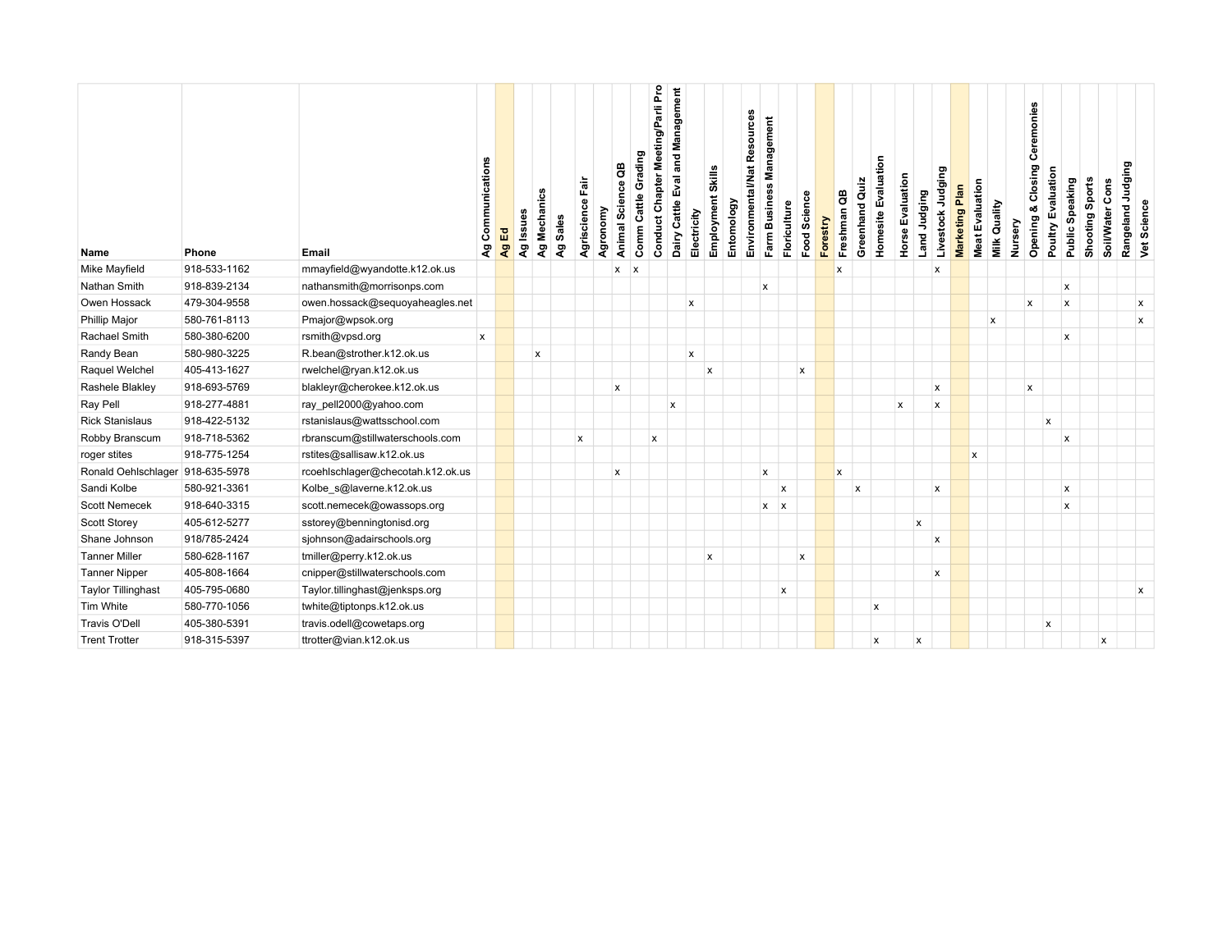| Name | Phone | Email | Ag Communications | Ag Ed | Ag Issues | Ag Mechanics | Ag Sales | Agriscience Fair | Agronomy | Animal Science QB | Comm Cattle Grading | Conduct Chapter Meeting/Parli Pro | Dairy Cattle Eval and Management | Electricity | Employment Skills | Entomology | Environmental/Nat Resources | Farm Business Management | Floriculture | Food Science | Forestry | Freshman QB | Greenhand Quiz | Homesite Evaluation | Horse Evaluation | Land Judging | Livestock Judging | Marketing Plan | Meat Evaluation | Milk Quality | Nursery | Opening & Closing Ceremonies | Poultry Evaluation | Public Speaking | Shooting Sports | Soil/Water Cons | Rangeland Judging | Vet Science |
|---|---|---|---|---|---|---|---|---|---|---|---|---|---|---|---|---|---|---|---|---|---|---|---|---|---|---|---|---|---|---|---|---|---|---|---|---|---|---|
| Mike Mayfield | 918-533-1162 | mmayfield@wyandotte.k12.ok.us | | | | | | | | x | x | | | | | | | | | | | x | | | | | x | | | | | | | | | | | |
| Nathan Smith | 918-839-2134 | nathansmith@morrisonps.com | | | | | | | | | | | | | | | | x | | | | | | | | | | | | | | | | x | | | | |
| Owen Hossack | 479-304-9558 | owen.hossack@sequoyaheagles.net | | | | | | | | | | | | x | | | | | | | | | | | | | | | | | | x | | x | | | | x |
| Phillip Major | 580-761-8113 | Pmajor@wpsok.org | | | | | | | | | | | | | | | | | | | | | | | | | | | | x | | | | | | | | x |
| Rachael Smith | 580-380-6200 | rsmith@vpsd.org | x | | | | | | | | | | | | | | | | | | | | | | | | | | | | | | | x | | | | |
| Randy Bean | 580-980-3225 | R.bean@strother.k12.ok.us | | | | x | | | | | | | | x | | | | | | | | | | | | | | | | | | | | | | | | |
| Raquel Welchel | 405-413-1627 | rwelchel@ryan.k12.ok.us | | | | | | | | | | | | | x | | | | | x | | | | | | | | | | | | | | | | | | |
| Rashele Blakley | 918-693-5769 | blakleyr@cherokee.k12.ok.us | | | | | | | | x | | | | | | | | | | | | | | | | | x | | | | | x | | | | | | |
| Ray Pell | 918-277-4881 | ray_pell2000@yahoo.com | | | | | | | | | | | x | | | | | | | | | | | | x | | x | | | | | | | | | | | |
| Rick Stanislaus | 918-422-5132 | rstanislaus@wattsschool.com | | | | | | | | | | | | | | | | | | | | | | | | | | | | | | | x | | | | | |
| Robby Branscum | 918-718-5362 | rbranscum@stillwaterschools.com | | | | | | x | | | | x | | | | | | | | | | | | | | | | | | | | | | x | | | | |
| roger stites | 918-775-1254 | rstites@sallisaw.k12.ok.us | | | | | | | | | | | | | | | | | | | | | | | | | | | x | | | | | | | | | |
| Ronald Oehlschlager | 918-635-5978 | rcoehlschlager@checotah.k12.ok.us | | | | | | | | x | | | | | | | | x | | | | x | | | | | | | | | | | | | | | | |
| Sandi Kolbe | 580-921-3361 | Kolbe_s@laverne.k12.ok.us | | | | | | | | | | | | | | | | | x | | | | x | | | | x | | | | | | | x | | | | |
| Scott Nemecek | 918-640-3315 | scott.nemecek@owassops.org | | | | | | | | | | | | | | | | x | x | | | | | | | | | | | | | | | x | | | | |
| Scott Storey | 405-612-5277 | sstorey@benningtonisd.org | | | | | | | | | | | | | | | | | | | | | | | | x | | | | | | | | | | | | |
| Shane Johnson | 918/785-2424 | sjohnson@adairschools.org | | | | | | | | | | | | | | | | | | | | | | | | | x | | | | | | | | | | | |
| Tanner Miller | 580-628-1167 | tmiller@perry.k12.ok.us | | | | | | | | | | | | | x | | | | | x | | | | | | | | | | | | | | | | | | |
| Tanner Nipper | 405-808-1664 | cnipper@stillwaterschools.com | | | | | | | | | | | | | | | | | | | | | | | | | x | | | | | | | | | | | |
| Taylor Tillinghast | 405-795-0680 | Taylor.tillinghast@jenksps.org | | | | | | | | | | | | | | | | | x | | | | | | | | | | | | | | | | | | | x |
| Tim White | 580-770-1056 | twhite@tiptonps.k12.ok.us | | | | | | | | | | | | | | | | | | | | | | x | | | | | | | | | | | | | | |
| Travis O'Dell | 405-380-5391 | travis.odell@cowetaps.org | | | | | | | | | | | | | | | | | | | | | | | | | | | | | | | x | | | | | |
| Trent Trotter | 918-315-5397 | ttrotter@vian.k12.ok.us | | | | | | | | | | | | | | | | | | | | | | x | | x | | | | | | | | | | x | | |